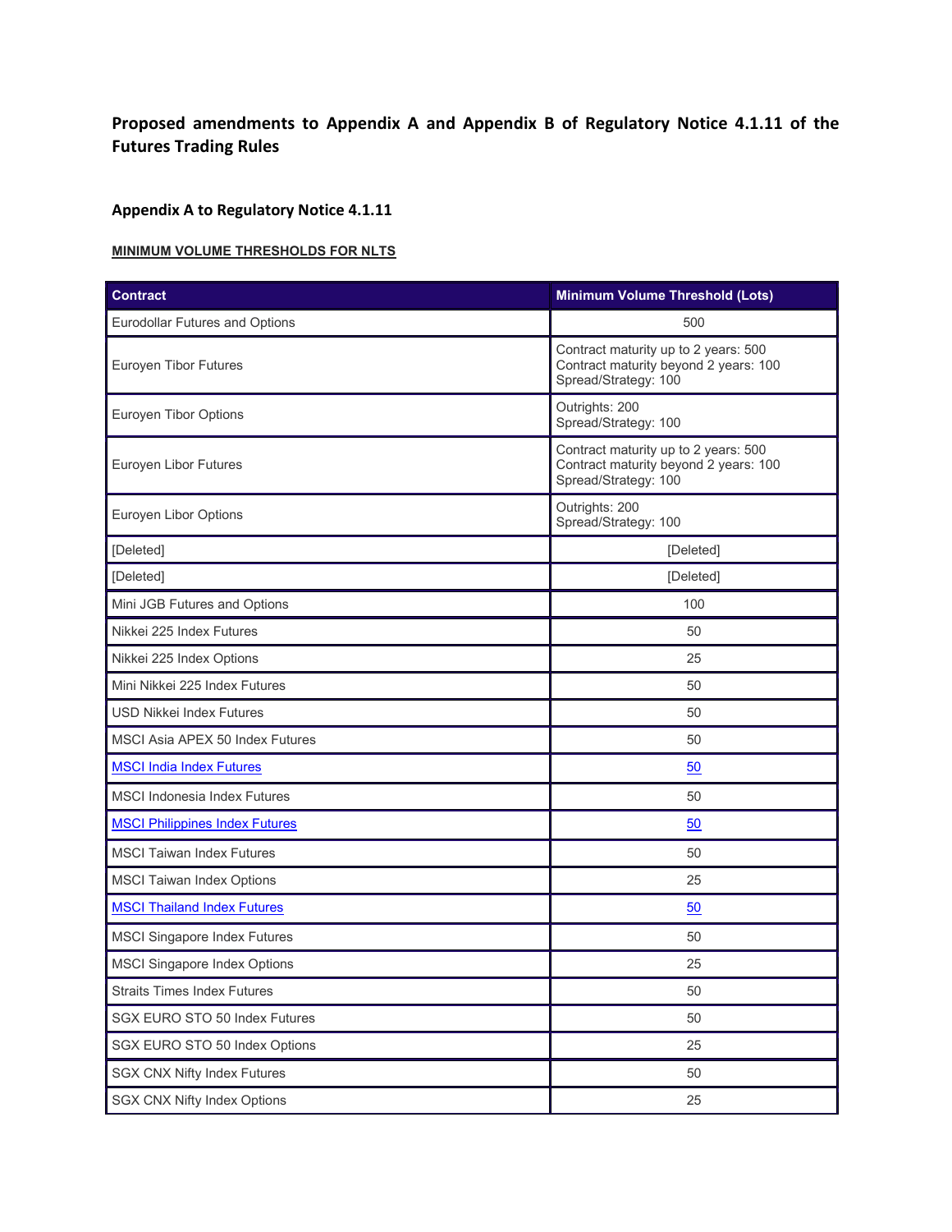# Proposed amendments to Appendix A and Appendix B of Regulatory Notice 4.1.11 of the Futures Trading Rules

## Appendix A to Regulatory Notice 4.1.11

**MINIMUM VOLUME THRESHOLDS FOR NLTS**

| Contract | Minimum Volume Threshold (Lots) |
|---|---|
| Eurodollar Futures and Options | 500 |
| Euroyen Tibor Futures | Contract maturity up to 2 years: 500<br>Contract maturity beyond 2 years: 100<br>Spread/Strategy: 100 |
| Euroyen Tibor Options | Outrights: 200<br>Spread/Strategy: 100 |
| Euroyen Libor Futures | Contract maturity up to 2 years: 500<br>Contract maturity beyond 2 years: 100<br>Spread/Strategy: 100 |
| Euroyen Libor Options | Outrights: 200<br>Spread/Strategy: 100 |
| [Deleted] | [Deleted] |
| [Deleted] | [Deleted] |
| Mini JGB Futures and Options | 100 |
| Nikkei 225 Index Futures | 50 |
| Nikkei 225 Index Options | 25 |
| Mini Nikkei 225 Index Futures | 50 |
| USD Nikkei Index Futures | 50 |
| MSCI Asia APEX 50 Index Futures | 50 |
| MSCI India Index Futures | 50 |
| MSCI Indonesia Index Futures | 50 |
| MSCI Philippines Index Futures | 50 |
| MSCI Taiwan Index Futures | 50 |
| MSCI Taiwan Index Options | 25 |
| MSCI Thailand Index Futures | 50 |
| MSCI Singapore Index Futures | 50 |
| MSCI Singapore Index Options | 25 |
| Straits Times Index Futures | 50 |
| SGX EURO STO 50 Index Futures | 50 |
| SGX EURO STO 50 Index Options | 25 |
| SGX CNX Nifty Index Futures | 50 |
| SGX CNX Nifty Index Options | 25 |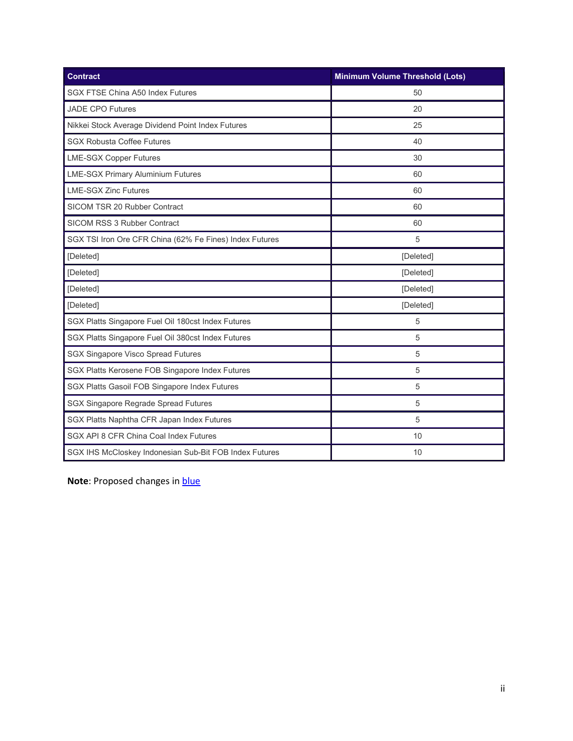| Contract | Minimum Volume Threshold (Lots) |
|---|---|
| SGX FTSE China A50 Index Futures | 50 |
| JADE CPO Futures | 20 |
| Nikkei Stock Average Dividend Point Index Futures | 25 |
| SGX Robusta Coffee Futures | 40 |
| LME-SGX Copper Futures | 30 |
| LME-SGX Primary Aluminium Futures | 60 |
| LME-SGX Zinc Futures | 60 |
| SICOM TSR 20 Rubber Contract | 60 |
| SICOM RSS 3 Rubber Contract | 60 |
| SGX TSI Iron Ore CFR China (62% Fe Fines) Index Futures | 5 |
| [Deleted] | [Deleted] |
| [Deleted] | [Deleted] |
| [Deleted] | [Deleted] |
| [Deleted] | [Deleted] |
| SGX Platts Singapore Fuel Oil 180cst Index Futures | 5 |
| SGX Platts Singapore Fuel Oil 380cst Index Futures | 5 |
| SGX Singapore Visco Spread Futures | 5 |
| SGX Platts Kerosene FOB Singapore Index Futures | 5 |
| SGX Platts Gasoil FOB Singapore Index Futures | 5 |
| SGX Singapore Regrade Spread Futures | 5 |
| SGX Platts Naphtha CFR Japan Index Futures | 5 |
| SGX API 8 CFR China Coal Index Futures | 10 |
| SGX IHS McCloskey Indonesian Sub-Bit FOB Index Futures | 10 |

**Note**: Proposed changes in blue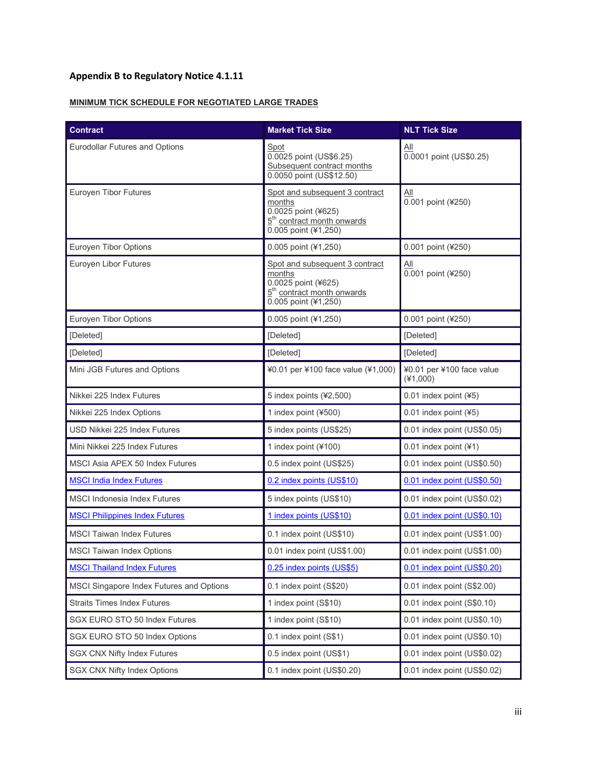**Appendix B to Regulatory Notice 4.1.11**

**MINIMUM TICK SCHEDULE FOR NEGOTIATED LARGE TRADES**

| Contract | Market Tick Size | NLT Tick Size |
|---|---|---|
| Eurodollar Futures and Options | Spot<br>0.0025 point (US$6.25)<br>Subsequent contract months<br>0.0050 point (US$12.50) | All<br>0.0001 point (US$0.25) |
| Euroyen Tibor Futures | Spot and subsequent 3 contract months<br>0.0025 point (¥625)<br>5th contract month onwards<br>0.005 point (¥1,250) | All<br>0.001 point (¥250) |
| Euroyen Tibor Options | 0.005 point (¥1,250) | 0.001 point (¥250) |
| Euroyen Libor Futures | Spot and subsequent 3 contract months<br>0.0025 point (¥625)<br>5th contract month onwards<br>0.005 point (¥1,250) | All<br>0.001 point (¥250) |
| Euroyen Tibor Options | 0.005 point (¥1,250) | 0.001 point (¥250) |
| [Deleted] | [Deleted] | [Deleted] |
| [Deleted] | [Deleted] | [Deleted] |
| Mini JGB Futures and Options | ¥0.01 per ¥100 face value (¥1,000) | ¥0.01 per ¥100 face value (¥1,000) |
| Nikkei 225 Index Futures | 5 index points (¥2,500) | 0.01 index point (¥5) |
| Nikkei 225 Index Options | 1 index point (¥500) | 0.01 index point (¥5) |
| USD Nikkei 225 Index Futures | 5 index points (US$25) | 0.01 index point (US$0.05) |
| Mini Nikkei 225 Index Futures | 1 index point (¥100) | 0.01 index point (¥1) |
| MSCI Asia APEX 50 Index Futures | 0.5 index point (US$25) | 0.01 index point (US$0.50) |
| MSCI India Index Futures | 0.2 index points (US$10) | 0.01 index point (US$0.50) |
| MSCI Indonesia Index Futures | 5 index points (US$10) | 0.01 index point (US$0.02) |
| MSCI Philippines Index Futures | 1 index points (US$10) | 0.01 index point (US$0.10) |
| MSCI Taiwan Index Futures | 0.1 index point (US$10) | 0.01 index point (US$1.00) |
| MSCI Taiwan Index Options | 0.01 index point (US$1.00) | 0.01 index point (US$1.00) |
| MSCI Thailand Index Futures | 0.25 index points (US$5) | 0.01 index point (US$0.20) |
| MSCI Singapore Index Futures and Options | 0.1 index point (S$20) | 0.01 index point (S$2.00) |
| Straits Times Index Futures | 1 index point (S$10) | 0.01 index point (S$0.10) |
| SGX EURO STO 50 Index Futures | 1 index point (S$10) | 0.01 index point (US$0.10) |
| SGX EURO STO 50 Index Options | 0.1 index point (S$1) | 0.01 index point (US$0.10) |
| SGX CNX Nifty Index Futures | 0.5 index point (US$1) | 0.01 index point (US$0.02) |
| SGX CNX Nifty Index Options | 0.1 index point (US$0.20) | 0.01 index point (US$0.02) |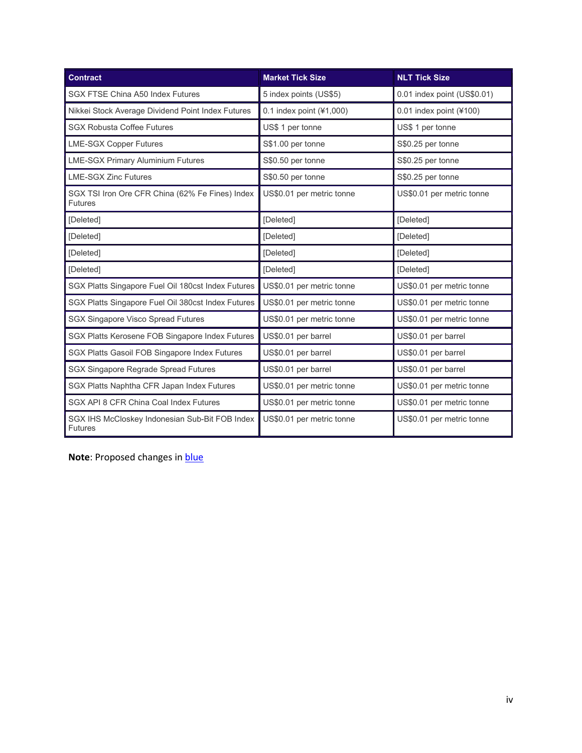| Contract | Market Tick Size | NLT Tick Size |
|---|---|---|
| SGX FTSE China A50 Index Futures | 5 index points (US$5) | 0.01 index point (US$0.01) |
| Nikkei Stock Average Dividend Point Index Futures | 0.1 index point (¥1,000) | 0.01 index point (¥100) |
| SGX Robusta Coffee Futures | US$ 1 per tonne | US$ 1 per tonne |
| LME-SGX Copper Futures | S$1.00 per tonne | S$0.25 per tonne |
| LME-SGX Primary Aluminium Futures | S$0.50 per tonne | S$0.25 per tonne |
| LME-SGX Zinc Futures | S$0.50 per tonne | S$0.25 per tonne |
| SGX TSI Iron Ore CFR China (62% Fe Fines) Index Futures | US$0.01 per metric tonne | US$0.01 per metric tonne |
| [Deleted] | [Deleted] | [Deleted] |
| [Deleted] | [Deleted] | [Deleted] |
| [Deleted] | [Deleted] | [Deleted] |
| [Deleted] | [Deleted] | [Deleted] |
| SGX Platts Singapore Fuel Oil 180cst Index Futures | US$0.01 per metric tonne | US$0.01 per metric tonne |
| SGX Platts Singapore Fuel Oil 380cst Index Futures | US$0.01 per metric tonne | US$0.01 per metric tonne |
| SGX Singapore Visco Spread Futures | US$0.01 per metric tonne | US$0.01 per metric tonne |
| SGX Platts Kerosene FOB Singapore Index Futures | US$0.01 per barrel | US$0.01 per barrel |
| SGX Platts Gasoil FOB Singapore Index Futures | US$0.01 per barrel | US$0.01 per barrel |
| SGX Singapore Regrade Spread Futures | US$0.01 per barrel | US$0.01 per barrel |
| SGX Platts Naphtha CFR Japan Index Futures | US$0.01 per metric tonne | US$0.01 per metric tonne |
| SGX API 8 CFR China Coal Index Futures | US$0.01 per metric tonne | US$0.01 per metric tonne |
| SGX IHS McCloskey Indonesian Sub-Bit FOB Index Futures | US$0.01 per metric tonne | US$0.01 per metric tonne |

**Note**: Proposed changes in blue